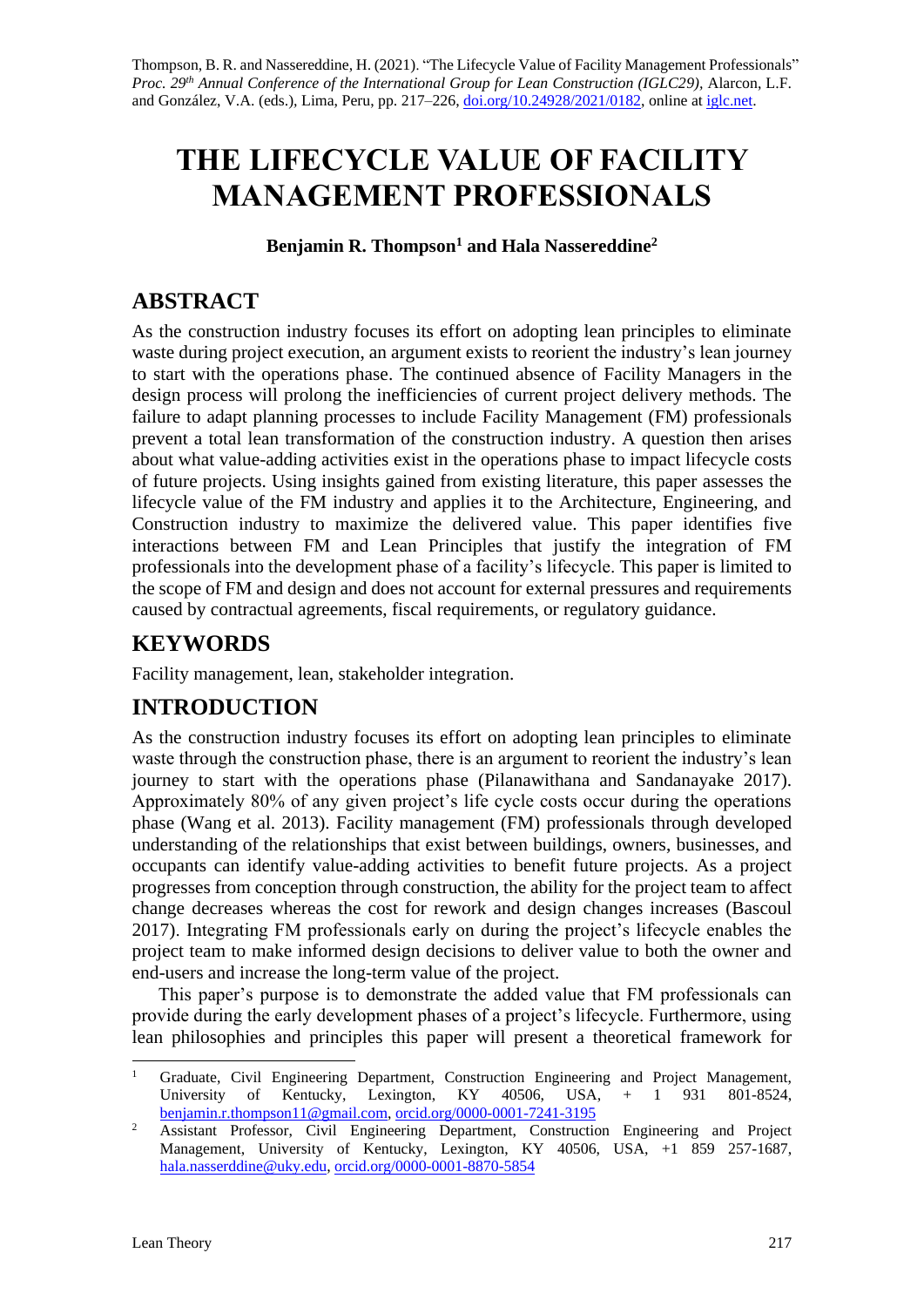Thompson, B. R. and Nassereddine, H. (2021). "The Lifecycle Value of Facility Management Professionals" *Proc. 29th Annual Conference of the International Group for Lean Construction (IGLC29),* Alarcon, L.F. and González, V.A. (eds.), Lima, Peru, pp. 217–226, doi.org/10.24928/2021/0182, online at iglc.net.

# THE LIFECYCLE VALUE OF FACILITY MANAGEMENT PROFESSIONALS

**Benjamin R. Thompson[1] and Hala Nassereddine[2]**

## ABSTRACT

As the construction industry focuses its effort on adopting lean principles to eliminate waste during project execution, an argument exists to reorient the industry's lean journey to start with the operations phase. The continued absence of Facility Managers in the design process will prolong the inefficiencies of current project delivery methods. The failure to adapt planning processes to include Facility Management (FM) professionals prevent a total lean transformation of the construction industry. A question then arises about what value-adding activities exist in the operations phase to impact lifecycle costs of future projects. Using insights gained from existing literature, this paper assesses the lifecycle value of the FM industry and applies it to the Architecture, Engineering, and Construction industry to maximize the delivered value. This paper identifies five interactions between FM and Lean Principles that justify the integration of FM professionals into the development phase of a facility's lifecycle. This paper is limited to the scope of FM and design and does not account for external pressures and requirements caused by contractual agreements, fiscal requirements, or regulatory guidance.

## KEYWORDS

Facility management, lean, stakeholder integration.

## INTRODUCTION

As the construction industry focuses its effort on adopting lean principles to eliminate waste through the construction phase, there is an argument to reorient the industry's lean journey to start with the operations phase (Pilanawithana and Sandanayake 2017). Approximately 80% of any given project's life cycle costs occur during the operations phase (Wang et al. 2013). Facility management (FM) professionals through developed understanding of the relationships that exist between buildings, owners, businesses, and occupants can identify value-adding activities to benefit future projects. As a project progresses from conception through construction, the ability for the project team to affect change decreases whereas the cost for rework and design changes increases (Bascoul 2017). Integrating FM professionals early on during the project's lifecycle enables the project team to make informed design decisions to deliver value to both the owner and end-users and increase the long-term value of the project.

This paper's purpose is to demonstrate the added value that FM professionals can provide during the early development phases of a project's lifecycle. Furthermore, using lean philosophies and principles this paper will present a theoretical framework for

---

[1] Graduate, Civil Engineering Department, Construction Engineering and Project Management, University of Kentucky, Lexington, KY 40506, USA, + 1 931 801-8524, benjamin.r.thompson11@gmail.com, orcid.org/0000-0001-7241-3195

[2] Assistant Professor, Civil Engineering Department, Construction Engineering and Project Management, University of Kentucky, Lexington, KY 40506, USA, +1 859 257-1687, hala.nasserddine@uky.edu, orcid.org/0000-0001-8870-5854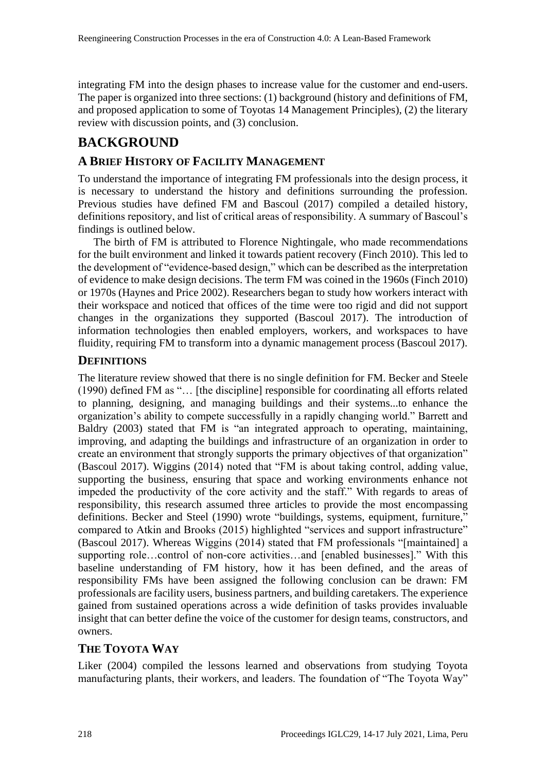integrating FM into the design phases to increase value for the customer and end-users. The paper is organized into three sections: (1) background (history and definitions of FM, and proposed application to some of Toyotas 14 Management Principles), (2) the literary review with discussion points, and (3) conclusion.

# BACKGROUND

## A BRIEF HISTORY OF FACILITY MANAGEMENT

To understand the importance of integrating FM professionals into the design process, it is necessary to understand the history and definitions surrounding the profession. Previous studies have defined FM and Bascoul (2017) compiled a detailed history, definitions repository, and list of critical areas of responsibility. A summary of Bascoul's findings is outlined below.

The birth of FM is attributed to Florence Nightingale, who made recommendations for the built environment and linked it towards patient recovery (Finch 2010). This led to the development of "evidence-based design," which can be described as the interpretation of evidence to make design decisions. The term FM was coined in the 1960s (Finch 2010) or 1970s (Haynes and Price 2002). Researchers began to study how workers interact with their workspace and noticed that offices of the time were too rigid and did not support changes in the organizations they supported (Bascoul 2017). The introduction of information technologies then enabled employers, workers, and workspaces to have fluidity, requiring FM to transform into a dynamic management process (Bascoul 2017).

## DEFINITIONS

The literature review showed that there is no single definition for FM. Becker and Steele (1990) defined FM as "… [the discipline] responsible for coordinating all efforts related to planning, designing, and managing buildings and their systems...to enhance the organization's ability to compete successfully in a rapidly changing world." Barrett and Baldry (2003) stated that FM is "an integrated approach to operating, maintaining, improving, and adapting the buildings and infrastructure of an organization in order to create an environment that strongly supports the primary objectives of that organization" (Bascoul 2017). Wiggins (2014) noted that "FM is about taking control, adding value, supporting the business, ensuring that space and working environments enhance not impeded the productivity of the core activity and the staff." With regards to areas of responsibility, this research assumed three articles to provide the most encompassing definitions. Becker and Steel (1990) wrote "buildings, systems, equipment, furniture," compared to Atkin and Brooks (2015) highlighted "services and support infrastructure" (Bascoul 2017). Whereas Wiggins (2014) stated that FM professionals "[maintained] a supporting role…control of non-core activities…and [enabled businesses]." With this baseline understanding of FM history, how it has been defined, and the areas of responsibility FMs have been assigned the following conclusion can be drawn: FM professionals are facility users, business partners, and building caretakers. The experience gained from sustained operations across a wide definition of tasks provides invaluable insight that can better define the voice of the customer for design teams, constructors, and owners.

## THE TOYOTA WAY

Liker (2004) compiled the lessons learned and observations from studying Toyota manufacturing plants, their workers, and leaders. The foundation of "The Toyota Way"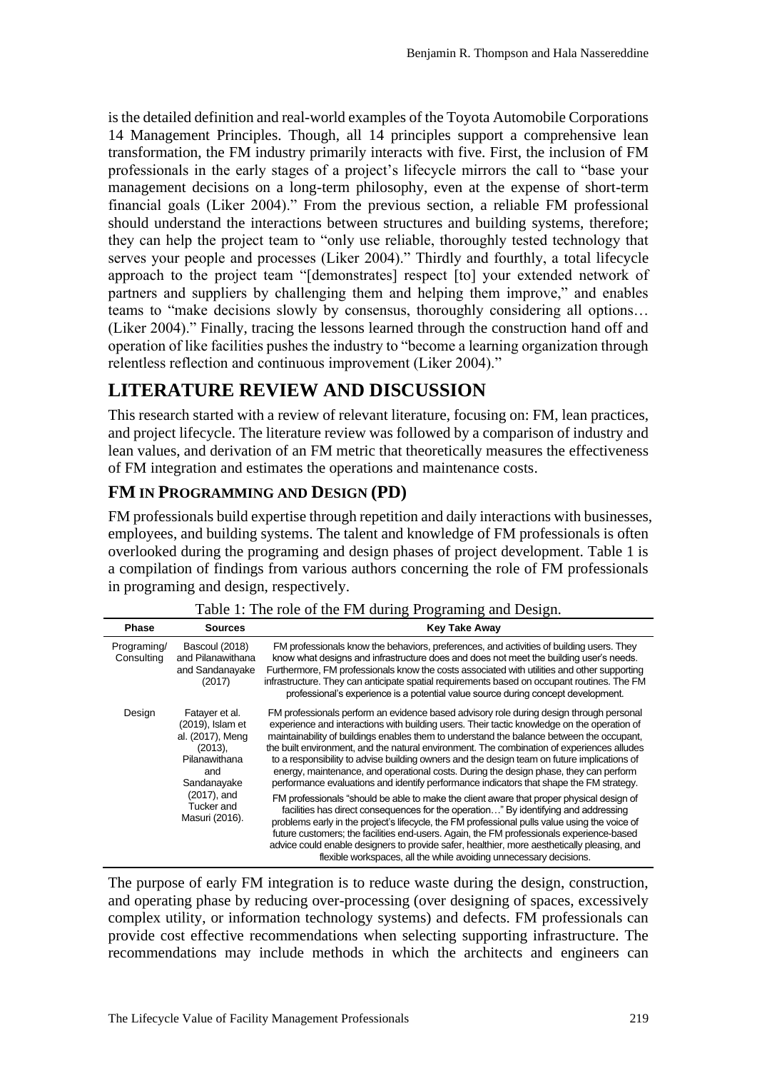is the detailed definition and real-world examples of the Toyota Automobile Corporations 14 Management Principles. Though, all 14 principles support a comprehensive lean transformation, the FM industry primarily interacts with five. First, the inclusion of FM professionals in the early stages of a project's lifecycle mirrors the call to "base your management decisions on a long-term philosophy, even at the expense of short-term financial goals (Liker 2004)." From the previous section, a reliable FM professional should understand the interactions between structures and building systems, therefore; they can help the project team to "only use reliable, thoroughly tested technology that serves your people and processes (Liker 2004)." Thirdly and fourthly, a total lifecycle approach to the project team "[demonstrates] respect [to] your extended network of partners and suppliers by challenging them and helping them improve," and enables teams to "make decisions slowly by consensus, thoroughly considering all options… (Liker 2004)." Finally, tracing the lessons learned through the construction hand off and operation of like facilities pushes the industry to "become a learning organization through relentless reflection and continuous improvement (Liker 2004)."

## LITERATURE REVIEW AND DISCUSSION

This research started with a review of relevant literature, focusing on: FM, lean practices, and project lifecycle. The literature review was followed by a comparison of industry and lean values, and derivation of an FM metric that theoretically measures the effectiveness of FM integration and estimates the operations and maintenance costs.

### FM IN PROGRAMMING AND DESIGN (PD)

FM professionals build expertise through repetition and daily interactions with businesses, employees, and building systems. The talent and knowledge of FM professionals is often overlooked during the programing and design phases of project development. Table 1 is a compilation of findings from various authors concerning the role of FM professionals in programing and design, respectively.

Table 1: The role of the FM during Programing and Design.

| Phase | Sources | Key Take Away |
|---|---|---|
| Programing/ Consulting | Bascoul (2018) and Pilanawithana and Sandanayake (2017) | FM professionals know the behaviors, preferences, and activities of building users. They know what designs and infrastructure does and does not meet the building user's needs. Furthermore, FM professionals know the costs associated with utilities and other supporting infrastructure. They can anticipate spatial requirements based on occupant routines. The FM professional's experience is a potential value source during concept development. |
| Design | Fatayer et al. (2019), Islam et al. (2017), Meng (2013), Pilanawithana and Sandanayake (2017), and Tucker and Masuri (2016). | FM professionals perform an evidence based advisory role during design through personal experience and interactions with building users. Their tactic knowledge on the operation of maintainability of buildings enables them to understand the balance between the occupant, the built environment, and the natural environment. The combination of experiences alludes to a responsibility to advise building owners and the design team on future implications of energy, maintenance, and operational costs. During the design phase, they can perform performance evaluations and identify performance indicators that shape the FM strategy. FM professionals "should be able to make the client aware that proper physical design of facilities has direct consequences for the operation…" By identifying and addressing problems early in the project's lifecycle, the FM professional pulls value using the voice of future customers; the facilities end-users. Again, the FM professionals experience-based advice could enable designers to provide safer, healthier, more aesthetically pleasing, and flexible workspaces, all the while avoiding unnecessary decisions. |

The purpose of early FM integration is to reduce waste during the design, construction, and operating phase by reducing over-processing (over designing of spaces, excessively complex utility, or information technology systems) and defects. FM professionals can provide cost effective recommendations when selecting supporting infrastructure. The recommendations may include methods in which the architects and engineers can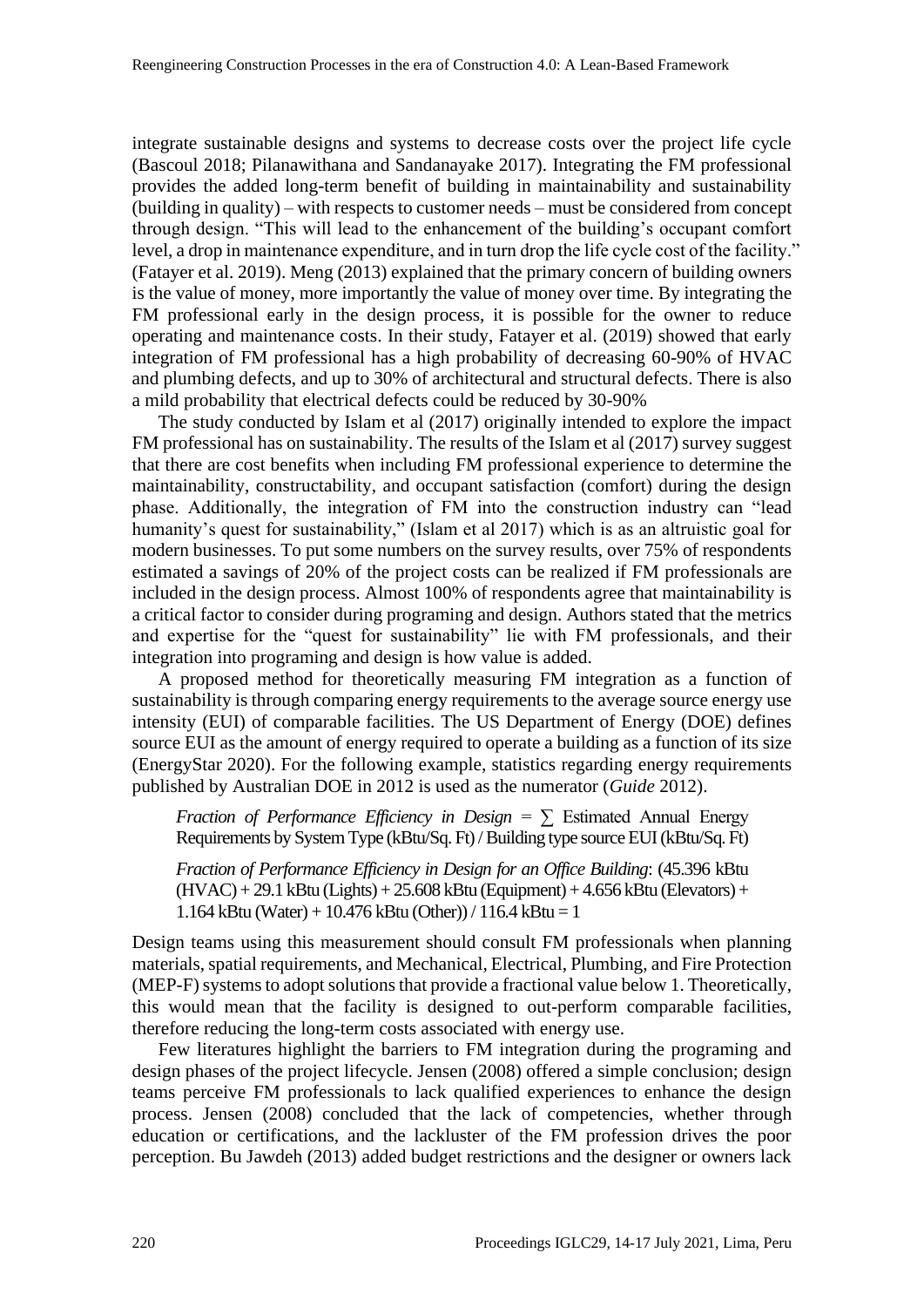integrate sustainable designs and systems to decrease costs over the project life cycle (Bascoul 2018; Pilanawithana and Sandanayake 2017). Integrating the FM professional provides the added long-term benefit of building in maintainability and sustainability (building in quality) – with respects to customer needs – must be considered from concept through design. "This will lead to the enhancement of the building's occupant comfort level, a drop in maintenance expenditure, and in turn drop the life cycle cost of the facility." (Fatayer et al. 2019). Meng (2013) explained that the primary concern of building owners is the value of money, more importantly the value of money over time. By integrating the FM professional early in the design process, it is possible for the owner to reduce operating and maintenance costs. In their study, Fatayer et al. (2019) showed that early integration of FM professional has a high probability of decreasing 60-90% of HVAC and plumbing defects, and up to 30% of architectural and structural defects. There is also a mild probability that electrical defects could be reduced by 30-90%

The study conducted by Islam et al (2017) originally intended to explore the impact FM professional has on sustainability. The results of the Islam et al (2017) survey suggest that there are cost benefits when including FM professional experience to determine the maintainability, constructability, and occupant satisfaction (comfort) during the design phase. Additionally, the integration of FM into the construction industry can "lead humanity's quest for sustainability," (Islam et al 2017) which is as an altruistic goal for modern businesses. To put some numbers on the survey results, over 75% of respondents estimated a savings of 20% of the project costs can be realized if FM professionals are included in the design process. Almost 100% of respondents agree that maintainability is a critical factor to consider during programing and design. Authors stated that the metrics and expertise for the "quest for sustainability" lie with FM professionals, and their integration into programing and design is how value is added.

A proposed method for theoretically measuring FM integration as a function of sustainability is through comparing energy requirements to the average source energy use intensity (EUI) of comparable facilities. The US Department of Energy (DOE) defines source EUI as the amount of energy required to operate a building as a function of its size (EnergyStar 2020). For the following example, statistics regarding energy requirements published by Australian DOE in 2012 is used as the numerator (*Guide* 2012).

*Fraction of Performance Efficiency in Design* = ∑ Estimated Annual Energy Requirements by System Type (kBtu/Sq. Ft) / Building type source EUI (kBtu/Sq. Ft)

*Fraction of Performance Efficiency in Design for an Office Building*: (45.396 kBtu (HVAC) + 29.1 kBtu (Lights) + 25.608 kBtu (Equipment) + 4.656 kBtu (Elevators) + 1.164 kBtu (Water) + 10.476 kBtu (Other)) / 116.4 kBtu = 1

Design teams using this measurement should consult FM professionals when planning materials, spatial requirements, and Mechanical, Electrical, Plumbing, and Fire Protection (MEP-F) systems to adopt solutions that provide a fractional value below 1. Theoretically, this would mean that the facility is designed to out-perform comparable facilities, therefore reducing the long-term costs associated with energy use.

Few literatures highlight the barriers to FM integration during the programing and design phases of the project lifecycle. Jensen (2008) offered a simple conclusion; design teams perceive FM professionals to lack qualified experiences to enhance the design process. Jensen (2008) concluded that the lack of competencies, whether through education or certifications, and the lackluster of the FM profession drives the poor perception. Bu Jawdeh (2013) added budget restrictions and the designer or owners lack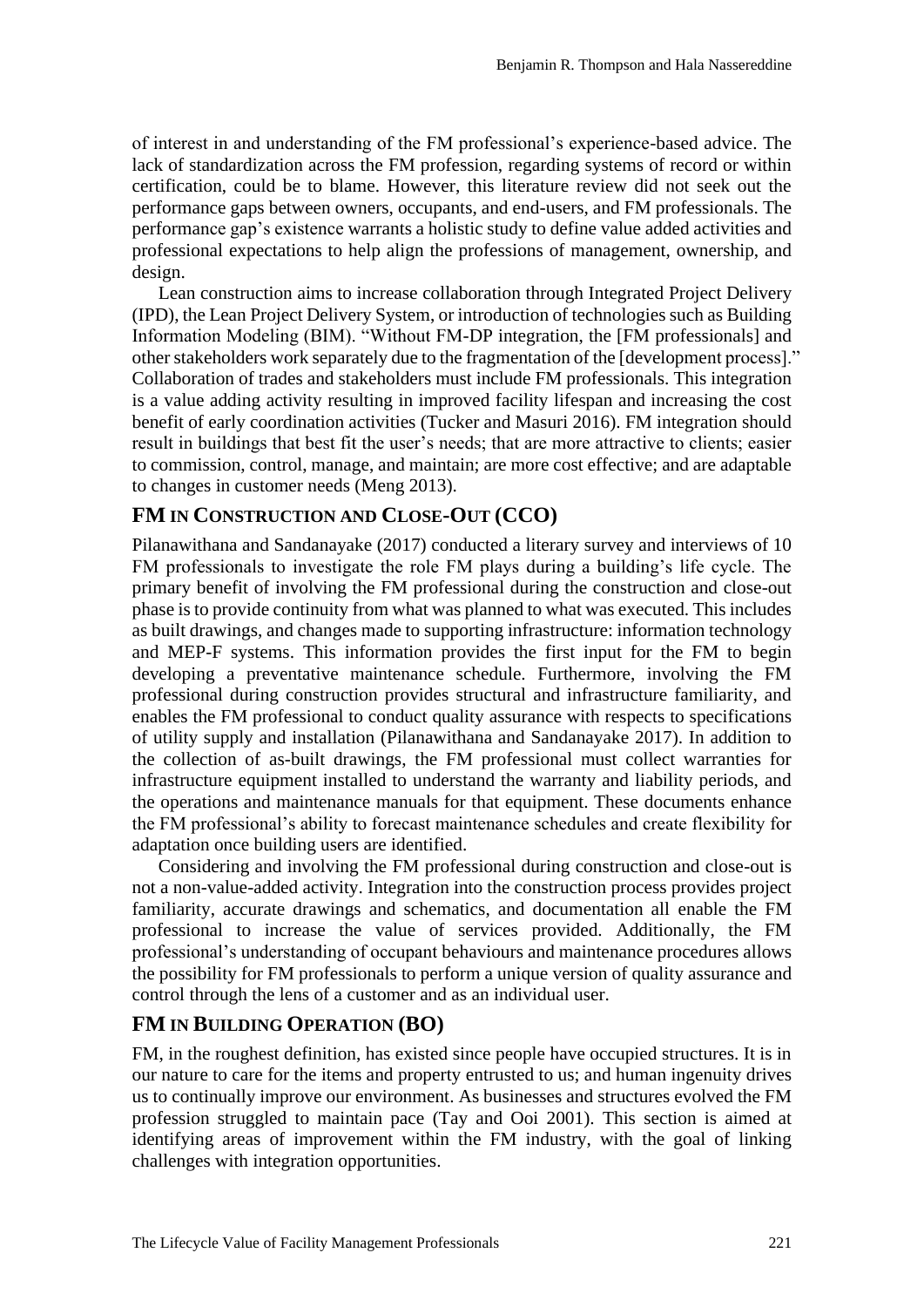of interest in and understanding of the FM professional's experience-based advice. The lack of standardization across the FM profession, regarding systems of record or within certification, could be to blame. However, this literature review did not seek out the performance gaps between owners, occupants, and end-users, and FM professionals. The performance gap's existence warrants a holistic study to define value added activities and professional expectations to help align the professions of management, ownership, and design.

Lean construction aims to increase collaboration through Integrated Project Delivery (IPD), the Lean Project Delivery System, or introduction of technologies such as Building Information Modeling (BIM). "Without FM-DP integration, the [FM professionals] and other stakeholders work separately due to the fragmentation of the [development process]." Collaboration of trades and stakeholders must include FM professionals. This integration is a value adding activity resulting in improved facility lifespan and increasing the cost benefit of early coordination activities (Tucker and Masuri 2016). FM integration should result in buildings that best fit the user's needs; that are more attractive to clients; easier to commission, control, manage, and maintain; are more cost effective; and are adaptable to changes in customer needs (Meng 2013).

## FM IN CONSTRUCTION AND CLOSE-OUT (CCO)

Pilanawithana and Sandanayake (2017) conducted a literary survey and interviews of 10 FM professionals to investigate the role FM plays during a building's life cycle. The primary benefit of involving the FM professional during the construction and close-out phase is to provide continuity from what was planned to what was executed. This includes as built drawings, and changes made to supporting infrastructure: information technology and MEP-F systems. This information provides the first input for the FM to begin developing a preventative maintenance schedule. Furthermore, involving the FM professional during construction provides structural and infrastructure familiarity, and enables the FM professional to conduct quality assurance with respects to specifications of utility supply and installation (Pilanawithana and Sandanayake 2017). In addition to the collection of as-built drawings, the FM professional must collect warranties for infrastructure equipment installed to understand the warranty and liability periods, and the operations and maintenance manuals for that equipment. These documents enhance the FM professional's ability to forecast maintenance schedules and create flexibility for adaptation once building users are identified.

Considering and involving the FM professional during construction and close-out is not a non-value-added activity. Integration into the construction process provides project familiarity, accurate drawings and schematics, and documentation all enable the FM professional to increase the value of services provided. Additionally, the FM professional's understanding of occupant behaviours and maintenance procedures allows the possibility for FM professionals to perform a unique version of quality assurance and control through the lens of a customer and as an individual user.

## FM IN BUILDING OPERATION (BO)

FM, in the roughest definition, has existed since people have occupied structures. It is in our nature to care for the items and property entrusted to us; and human ingenuity drives us to continually improve our environment. As businesses and structures evolved the FM profession struggled to maintain pace (Tay and Ooi 2001). This section is aimed at identifying areas of improvement within the FM industry, with the goal of linking challenges with integration opportunities.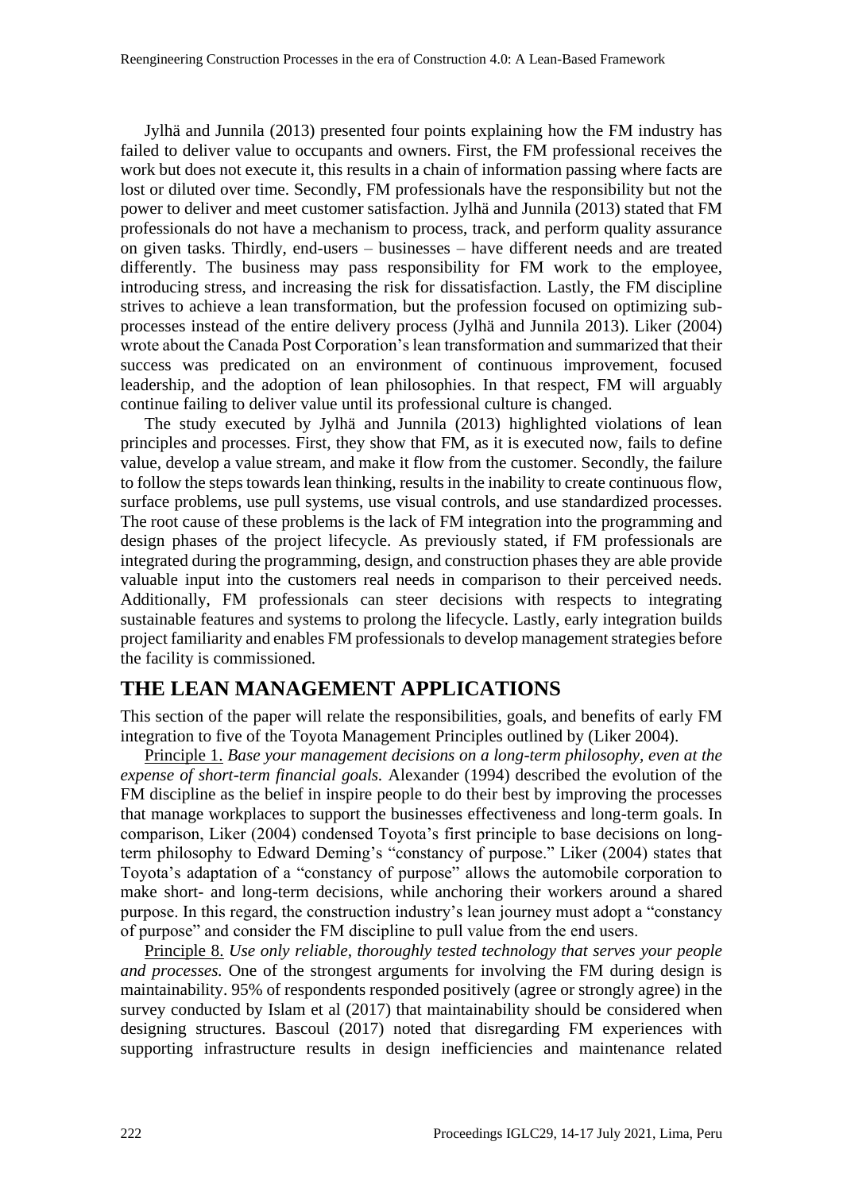Jylhä and Junnila (2013) presented four points explaining how the FM industry has failed to deliver value to occupants and owners. First, the FM professional receives the work but does not execute it, this results in a chain of information passing where facts are lost or diluted over time. Secondly, FM professionals have the responsibility but not the power to deliver and meet customer satisfaction. Jylhä and Junnila (2013) stated that FM professionals do not have a mechanism to process, track, and perform quality assurance on given tasks. Thirdly, end-users – businesses – have different needs and are treated differently. The business may pass responsibility for FM work to the employee, introducing stress, and increasing the risk for dissatisfaction. Lastly, the FM discipline strives to achieve a lean transformation, but the profession focused on optimizing sub-processes instead of the entire delivery process (Jylhä and Junnila 2013). Liker (2004) wrote about the Canada Post Corporation's lean transformation and summarized that their success was predicated on an environment of continuous improvement, focused leadership, and the adoption of lean philosophies. In that respect, FM will arguably continue failing to deliver value until its professional culture is changed.

The study executed by Jylhä and Junnila (2013) highlighted violations of lean principles and processes. First, they show that FM, as it is executed now, fails to define value, develop a value stream, and make it flow from the customer. Secondly, the failure to follow the steps towards lean thinking, results in the inability to create continuous flow, surface problems, use pull systems, use visual controls, and use standardized processes. The root cause of these problems is the lack of FM integration into the programming and design phases of the project lifecycle. As previously stated, if FM professionals are integrated during the programming, design, and construction phases they are able provide valuable input into the customers real needs in comparison to their perceived needs. Additionally, FM professionals can steer decisions with respects to integrating sustainable features and systems to prolong the lifecycle. Lastly, early integration builds project familiarity and enables FM professionals to develop management strategies before the facility is commissioned.

## THE LEAN MANAGEMENT APPLICATIONS

This section of the paper will relate the responsibilities, goals, and benefits of early FM integration to five of the Toyota Management Principles outlined by (Liker 2004).

<u>Principle 1.</u> *Base your management decisions on a long-term philosophy, even at the expense of short-term financial goals.* Alexander (1994) described the evolution of the FM discipline as the belief in inspire people to do their best by improving the processes that manage workplaces to support the businesses effectiveness and long-term goals. In comparison, Liker (2004) condensed Toyota's first principle to base decisions on long-term philosophy to Edward Deming's "constancy of purpose." Liker (2004) states that Toyota's adaptation of a "constancy of purpose" allows the automobile corporation to make short- and long-term decisions, while anchoring their workers around a shared purpose. In this regard, the construction industry's lean journey must adopt a "constancy of purpose" and consider the FM discipline to pull value from the end users.

<u>Principle 8.</u> *Use only reliable, thoroughly tested technology that serves your people and processes.* One of the strongest arguments for involving the FM during design is maintainability. 95% of respondents responded positively (agree or strongly agree) in the survey conducted by Islam et al (2017) that maintainability should be considered when designing structures. Bascoul (2017) noted that disregarding FM experiences with supporting infrastructure results in design inefficiencies and maintenance related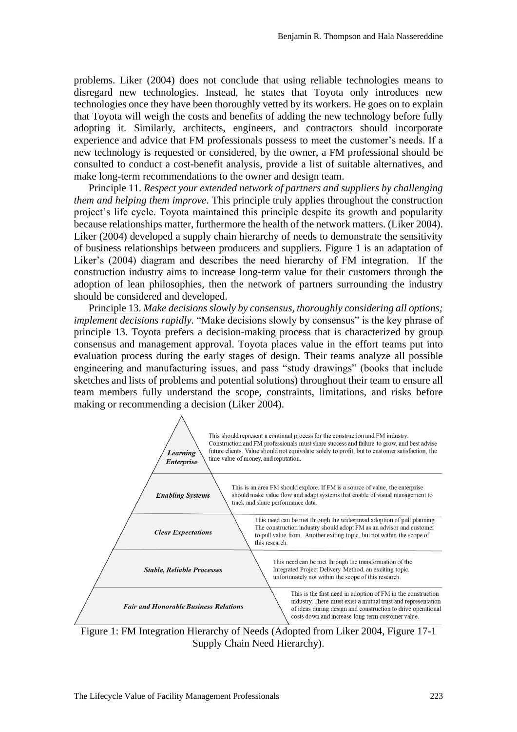problems. Liker (2004) does not conclude that using reliable technologies means to disregard new technologies. Instead, he states that Toyota only introduces new technologies once they have been thoroughly vetted by its workers. He goes on to explain that Toyota will weigh the costs and benefits of adding the new technology before fully adopting it. Similarly, architects, engineers, and contractors should incorporate experience and advice that FM professionals possess to meet the customer's needs. If a new technology is requested or considered, by the owner, a FM professional should be consulted to conduct a cost-benefit analysis, provide a list of suitable alternatives, and make long-term recommendations to the owner and design team.

Principle 11. *Respect your extended network of partners and suppliers by challenging them and helping them improve*. This principle truly applies throughout the construction project's life cycle. Toyota maintained this principle despite its growth and popularity because relationships matter, furthermore the health of the network matters. (Liker 2004). Liker (2004) developed a supply chain hierarchy of needs to demonstrate the sensitivity of business relationships between producers and suppliers. Figure 1 is an adaptation of Liker's (2004) diagram and describes the need hierarchy of FM integration. If the construction industry aims to increase long-term value for their customers through the adoption of lean philosophies, then the network of partners surrounding the industry should be considered and developed.

Principle 13. *Make decisions slowly by consensus, thoroughly considering all options; implement decisions rapidly.* "Make decisions slowly by consensus" is the key phrase of principle 13. Toyota prefers a decision-making process that is characterized by group consensus and management approval. Toyota places value in the effort teams put into evaluation process during the early stages of design. Their teams analyze all possible engineering and manufacturing issues, and pass "study drawings" (books that include sketches and lists of problems and potential solutions) throughout their team to ensure all team members fully understand the scope, constraints, limitations, and risks before making or recommending a decision (Liker 2004).

| Level | Description |
|---|---|
| ***Learning Enterprise*** | This should represent a continual process for the construction and FM industry. Construction and FM professionals must share success and failure to grow, and best advise future clients. Value should not equivalate solely to profit, but to customer satisfaction, the time value of money, and reputation. |
| ***Enabling Systems*** | This is an area FM should explore. If FM is a source of value, the enterprise should make value flow and adapt systems that enable of visual management to track and share performance data. |
| ***Clear Expectations*** | This need can be met through the widespread adoption of pull planning. The construction industry should adopt FM as an advisor and customer to pull value from. Another exiting topic, but not within the scope of this research. |
| ***Stable, Reliable Processes*** | This need can be met through the transformation of the Integrated Project Delivery Method, an exciting topic, unfortunately not within the scope of this research. |
| ***Fair and Honorable Business Relations*** | This is the first need in adoption of FM in the construction industry. There must exist a mutual trust and representation of ideas during design and construction to drive operational costs down and increase long term customer value. |

Figure 1: FM Integration Hierarchy of Needs (Adopted from Liker 2004, Figure 17-1 Supply Chain Need Hierarchy).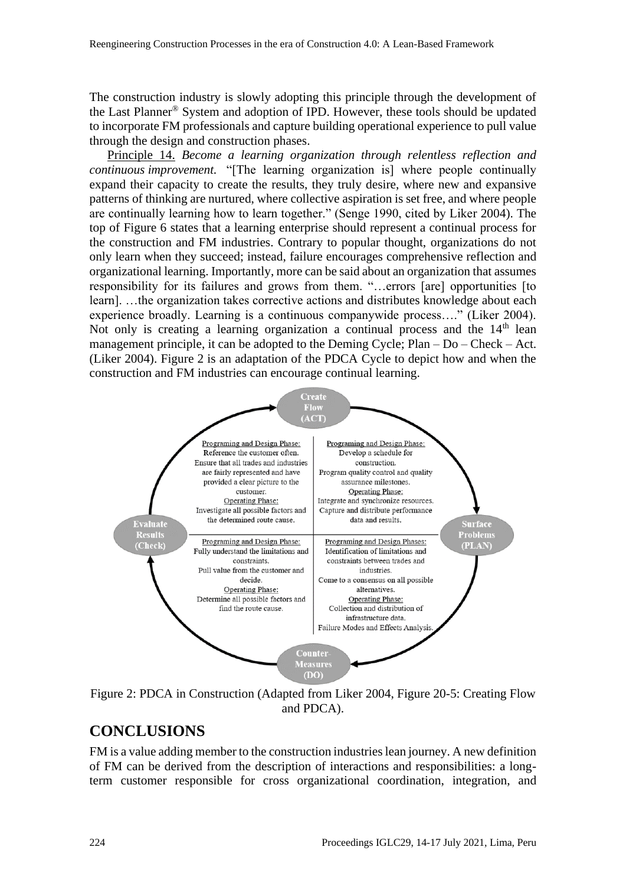The construction industry is slowly adopting this principle through the development of the Last Planner® System and adoption of IPD. However, these tools should be updated to incorporate FM professionals and capture building operational experience to pull value through the design and construction phases.

Principle 14. *Become a learning organization through relentless reflection and continuous improvement.* "[The learning organization is] where people continually expand their capacity to create the results, they truly desire, where new and expansive patterns of thinking are nurtured, where collective aspiration is set free, and where people are continually learning how to learn together." (Senge 1990, cited by Liker 2004). The top of Figure 6 states that a learning enterprise should represent a continual process for the construction and FM industries. Contrary to popular thought, organizations do not only learn when they succeed; instead, failure encourages comprehensive reflection and organizational learning. Importantly, more can be said about an organization that assumes responsibility for its failures and grows from them. "…errors [are] opportunities [to learn]. …the organization takes corrective actions and distributes knowledge about each experience broadly. Learning is a continuous companywide process…." (Liker 2004). Not only is creating a learning organization a continual process and the 14th lean management principle, it can be adopted to the Deming Cycle; Plan – Do – Check – Act. (Liker 2004). Figure 2 is an adaptation of the PDCA Cycle to depict how and when the construction and FM industries can encourage continual learning.

**Create Flow (ACT)**

**Surface Problems (PLAN)**

**Counter-Measures (DO)**

**Evaluate Results (Check)**

Programing and Design Phase:
Reference the customer often.
Ensure that all trades and industries are fairly represented and have provided a clear picture to the customer.
Operating Phase:
Investigate all possible factors and the determined route cause.

Programing and Design Phase:
Develop a schedule for construction.
Program quality control and quality assurance milestones.
Operating Phase:
Integrate and synchronize resources.
Capture and distribute performance data and results.

Programing and Design Phase:
Fully understand the limitations and constraints.
Pull value from the customer and decide.
Operating Phase:
Determine all possible factors and find the route cause.

Programing and Design Phases:
Identification of limitations and constraints between trades and industries.
Come to a consensus on all possible alternatives.
Operating Phase:
Collection and distribution of infrastructure data.
Failure Modes and Effects Analysis.

Figure 2: PDCA in Construction (Adapted from Liker 2004, Figure 20-5: Creating Flow and PDCA).

## CONCLUSIONS

FM is a value adding member to the construction industries lean journey. A new definition of FM can be derived from the description of interactions and responsibilities: a long-term customer responsible for cross organizational coordination, integration, and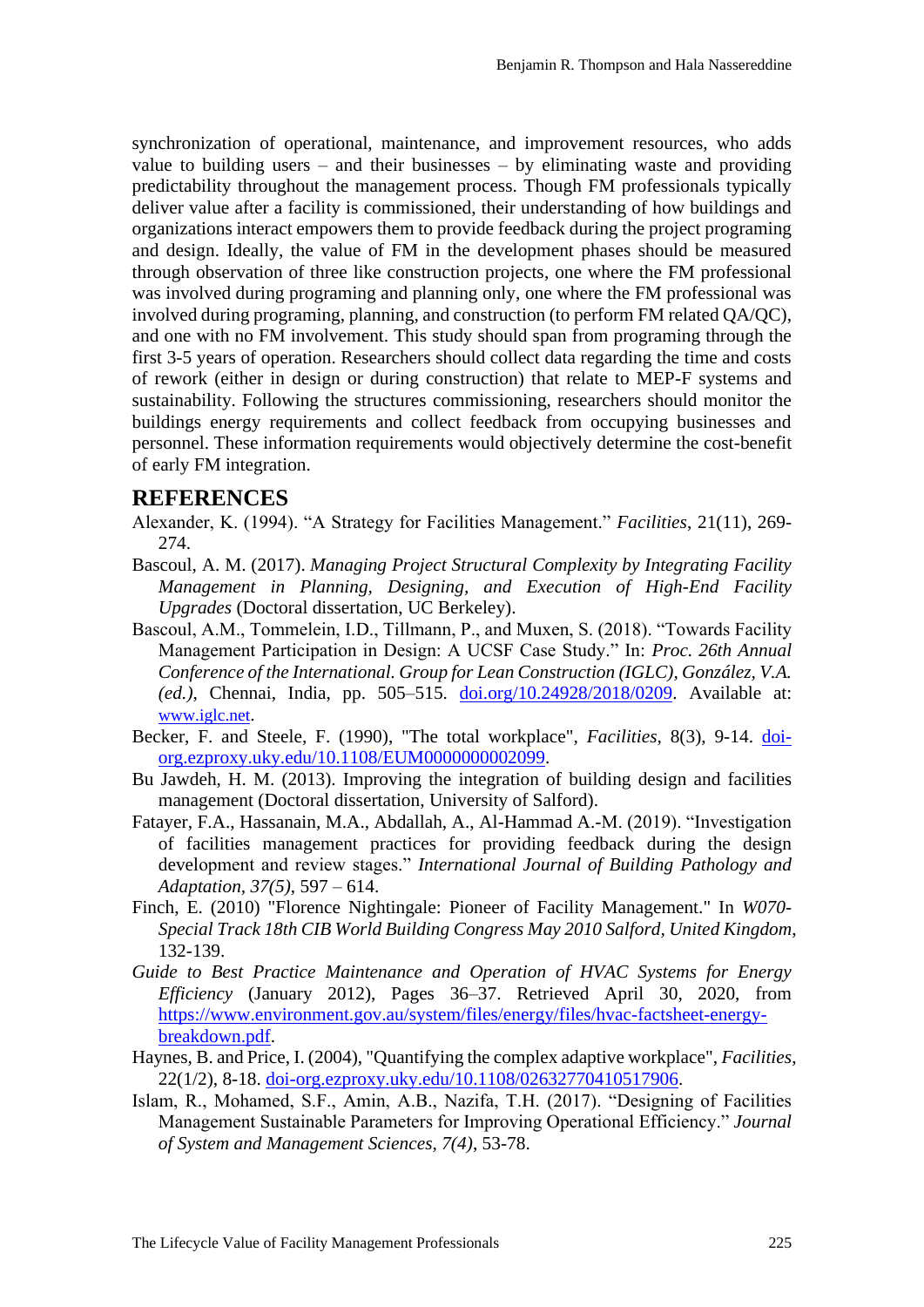synchronization of operational, maintenance, and improvement resources, who adds value to building users – and their businesses – by eliminating waste and providing predictability throughout the management process. Though FM professionals typically deliver value after a facility is commissioned, their understanding of how buildings and organizations interact empowers them to provide feedback during the project programing and design. Ideally, the value of FM in the development phases should be measured through observation of three like construction projects, one where the FM professional was involved during programing and planning only, one where the FM professional was involved during programing, planning, and construction (to perform FM related QA/QC), and one with no FM involvement. This study should span from programing through the first 3-5 years of operation. Researchers should collect data regarding the time and costs of rework (either in design or during construction) that relate to MEP-F systems and sustainability. Following the structures commissioning, researchers should monitor the buildings energy requirements and collect feedback from occupying businesses and personnel. These information requirements would objectively determine the cost-benefit of early FM integration.

## REFERENCES

Alexander, K. (1994). "A Strategy for Facilities Management." *Facilities*, 21(11), 269-274.

Bascoul, A. M. (2017). *Managing Project Structural Complexity by Integrating Facility Management in Planning, Designing, and Execution of High-End Facility Upgrades* (Doctoral dissertation, UC Berkeley).

Bascoul, A.M., Tommelein, I.D., Tillmann, P., and Muxen, S. (2018). "Towards Facility Management Participation in Design: A UCSF Case Study." In: *Proc. 26th Annual Conference of the International. Group for Lean Construction (IGLC), González, V.A. (ed.)*, Chennai, India, pp. 505–515. doi.org/10.24928/2018/0209. Available at: www.iglc.net.

Becker, F. and Steele, F. (1990), "The total workplace", *Facilities*, 8(3), 9-14. doi-org.ezproxy.uky.edu/10.1108/EUM0000000002099.

Bu Jawdeh, H. M. (2013). Improving the integration of building design and facilities management (Doctoral dissertation, University of Salford).

Fatayer, F.A., Hassanain, M.A., Abdallah, A., Al-Hammad A.-M. (2019). "Investigation of facilities management practices for providing feedback during the design development and review stages." *International Journal of Building Pathology and Adaptation, 37(5)*, 597 – 614.

Finch, E. (2010) "Florence Nightingale: Pioneer of Facility Management." In *W070-Special Track 18th CIB World Building Congress May 2010 Salford, United Kingdom*, 132-139.

*Guide to Best Practice Maintenance and Operation of HVAC Systems for Energy Efficiency* (January 2012), Pages 36–37. Retrieved April 30, 2020, from https://www.environment.gov.au/system/files/energy/files/hvac-factsheet-energy-breakdown.pdf.

Haynes, B. and Price, I. (2004), "Quantifying the complex adaptive workplace", *Facilities*, 22(1/2), 8-18. doi-org.ezproxy.uky.edu/10.1108/02632770410517906.

Islam, R., Mohamed, S.F., Amin, A.B., Nazifa, T.H. (2017). "Designing of Facilities Management Sustainable Parameters for Improving Operational Efficiency." *Journal of System and Management Sciences, 7(4)*, 53-78.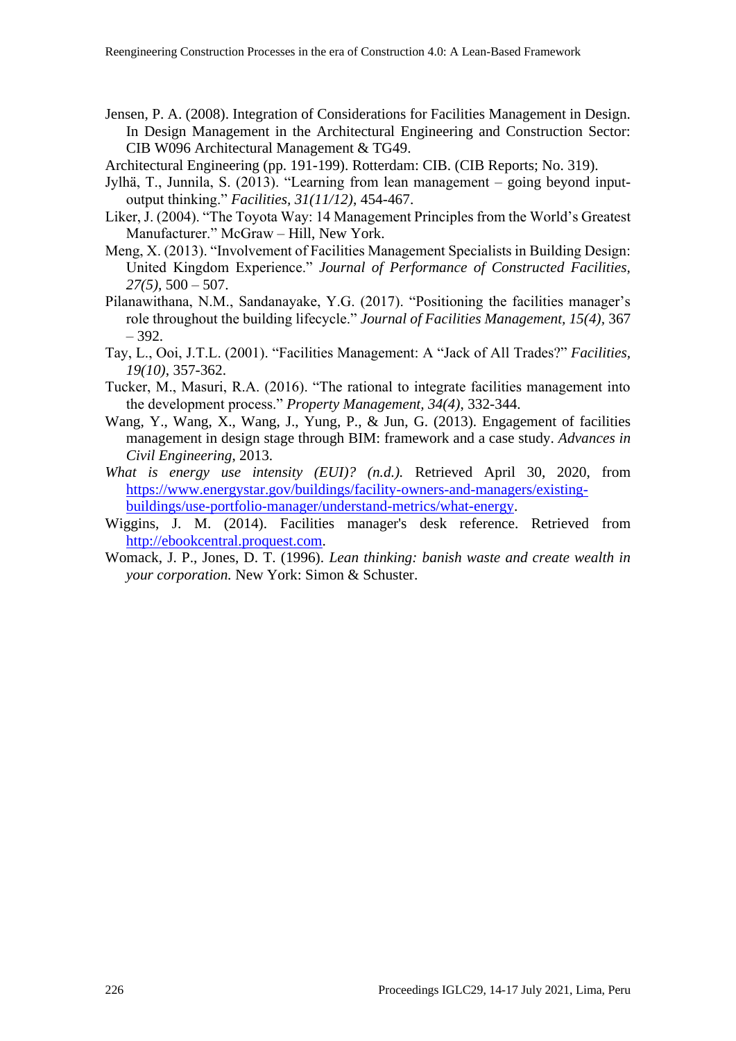Jensen, P. A. (2008). Integration of Considerations for Facilities Management in Design. In Design Management in the Architectural Engineering and Construction Sector: CIB W096 Architectural Management & TG49.

Architectural Engineering (pp. 191-199). Rotterdam: CIB. (CIB Reports; No. 319).

Jylhä, T., Junnila, S. (2013). "Learning from lean management – going beyond input-output thinking." *Facilities, 31(11/12)*, 454-467.

Liker, J. (2004). "The Toyota Way: 14 Management Principles from the World's Greatest Manufacturer." McGraw – Hill, New York.

Meng, X. (2013). "Involvement of Facilities Management Specialists in Building Design: United Kingdom Experience." *Journal of Performance of Constructed Facilities, 27(5),* 500 – 507.

Pilanawithana, N.M., Sandanayake, Y.G. (2017). "Positioning the facilities manager's role throughout the building lifecycle." *Journal of Facilities Management, 15(4),* 367 – 392.

Tay, L., Ooi, J.T.L. (2001). "Facilities Management: A "Jack of All Trades?" *Facilities, 19(10)*, 357-362.

Tucker, M., Masuri, R.A. (2016). "The rational to integrate facilities management into the development process." *Property Management, 34(4)*, 332-344.

Wang, Y., Wang, X., Wang, J., Yung, P., & Jun, G. (2013). Engagement of facilities management in design stage through BIM: framework and a case study. *Advances in Civil Engineering*, 2013.

*What is energy use intensity (EUI)? (n.d.).* Retrieved April 30, 2020, from https://www.energystar.gov/buildings/facility-owners-and-managers/existing-buildings/use-portfolio-manager/understand-metrics/what-energy.

Wiggins, J. M. (2014). Facilities manager's desk reference. Retrieved from http://ebookcentral.proquest.com.

Womack, J. P., Jones, D. T. (1996). *Lean thinking: banish waste and create wealth in your corporation.* New York: Simon & Schuster.